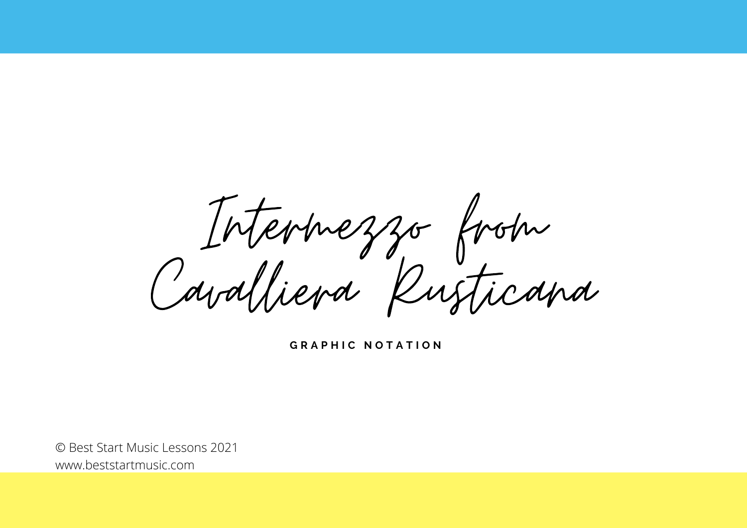# Intermezzo from Cavalliera Rusticana

**GRAPHIC NOTATION**

© Best Start Music Lessons 2021
www.beststartmusic.com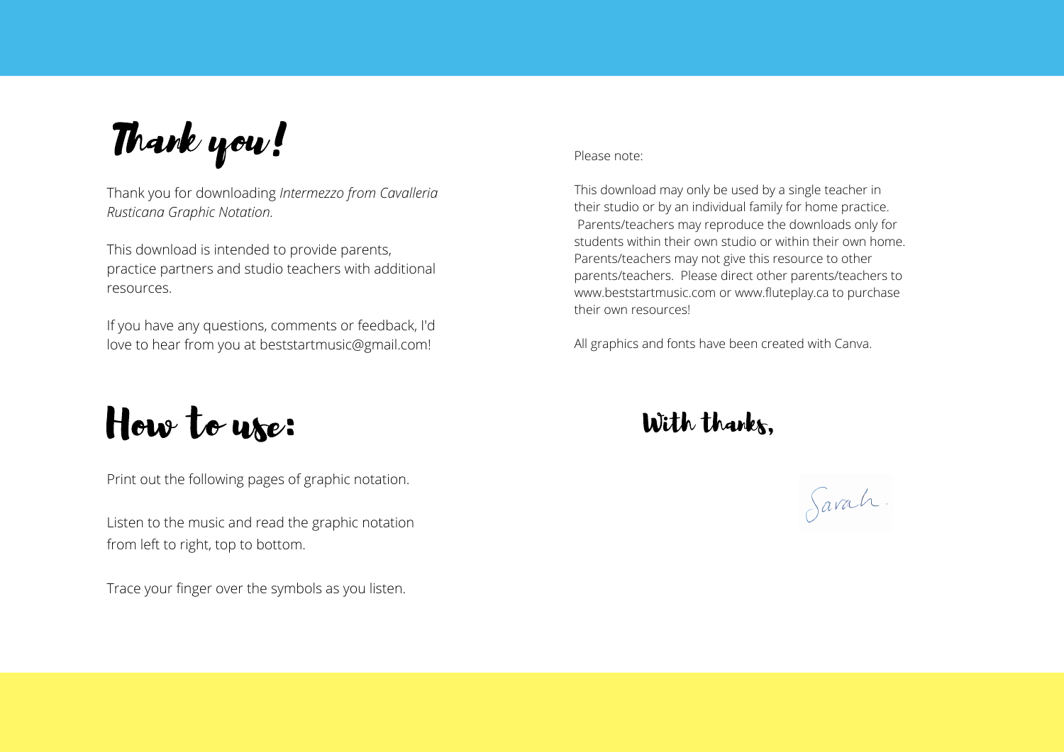# Thank you!

Thank you for downloading *Intermezzo from Cavalleria Rusticana Graphic Notation.*

This download is intended to provide parents, practice partners and studio teachers with additional resources.

If you have any questions, comments or feedback, I'd love to hear from you at beststartmusic@gmail.com!

# How to use:

Print out the following pages of graphic notation.

Listen to the music and read the graphic notation from left to right, top to bottom.

Trace your finger over the symbols as you listen.

Please note:

This download may only be used by a single teacher in their studio or by an individual family for home practice. Parents/teachers may reproduce the downloads only for students within their own studio or within their own home. Parents/teachers may not give this resource to other parents/teachers. Please direct other parents/teachers to www.beststartmusic.com or www.fluteplay.ca to purchase their own resources!

All graphics and fonts have been created with Canva.

## With thanks,

Sarah.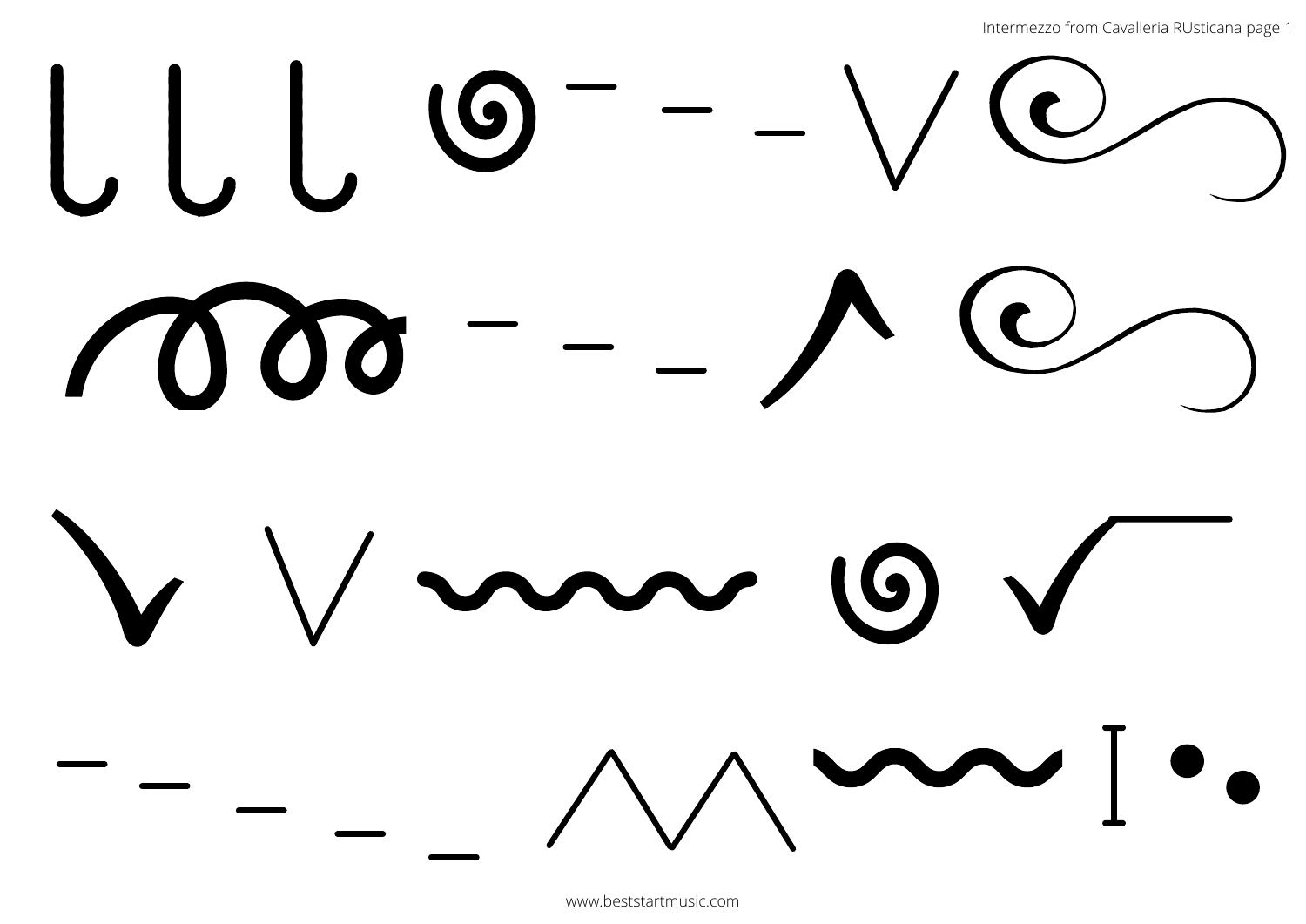Intermezzo from Cavalleria RUsticana page 1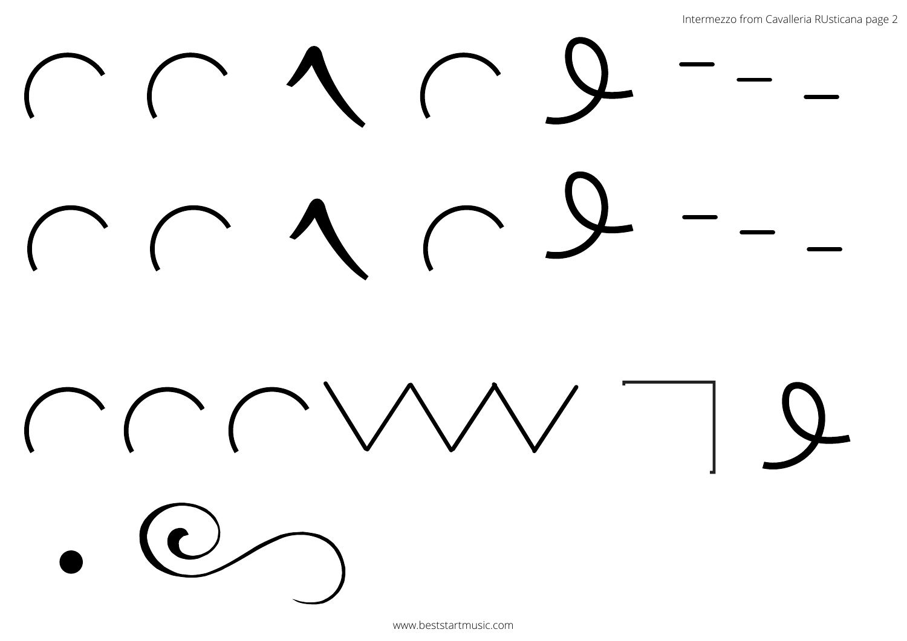Intermezzo from Cavalleria RUsticana page 2